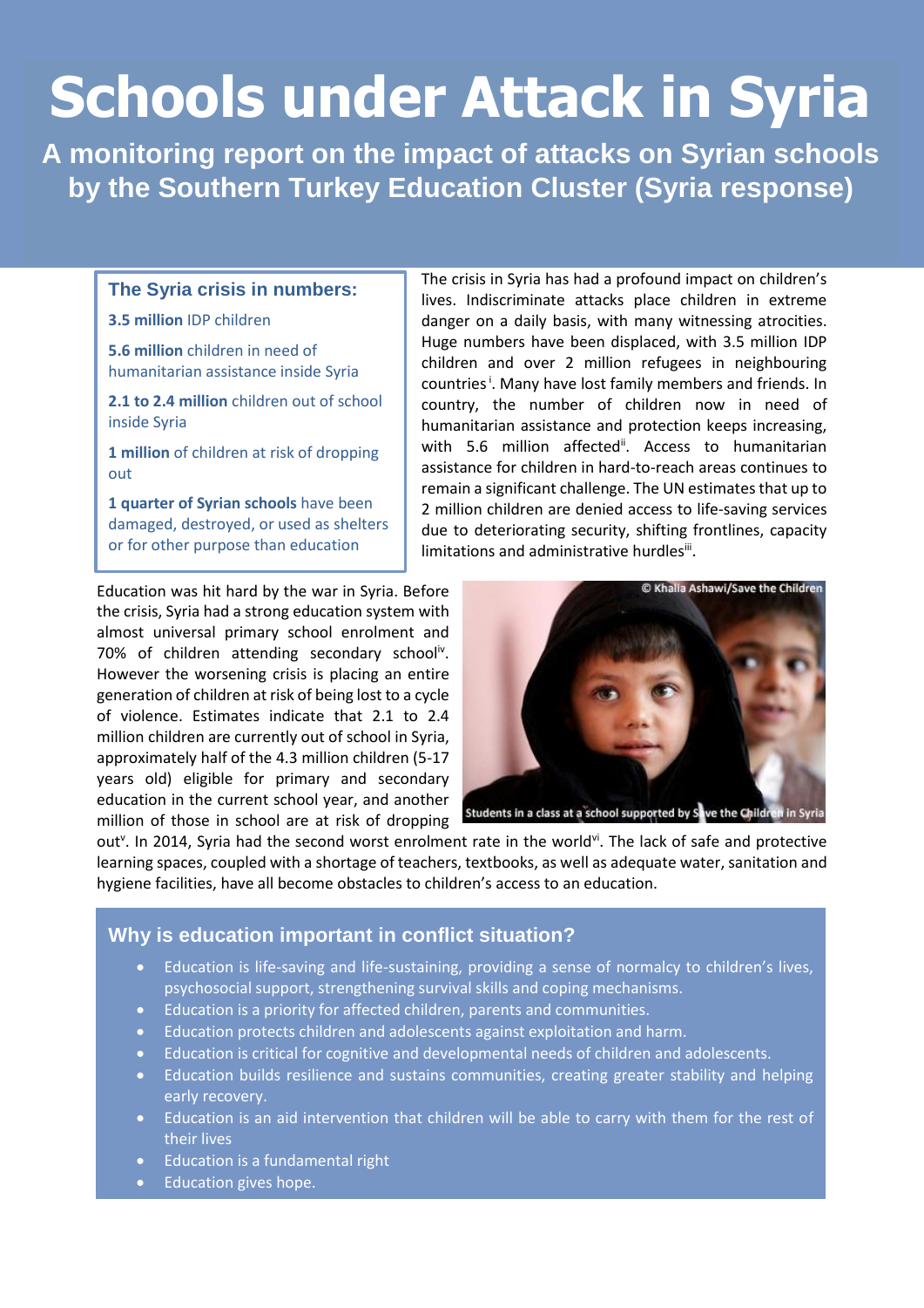# Schools under Attack in Syria

## A monitoring report on the impact of attacks on Syrian schools by the Southern Turkey Education Cluster (Syria response)

### The Syria crisis in numbers:

**3.5 million** IDP children

**5.6 million** children in need of humanitarian assistance inside Syria

**2.1 to 2.4 million** children out of school inside Syria

**1 million** of children at risk of dropping out

**1 quarter of Syrian schools** have been damaged, destroyed, or used as shelters or for other purpose than education

The crisis in Syria has had a profound impact on children's lives. Indiscriminate attacks place children in extreme danger on a daily basis, with many witnessing atrocities. Huge numbers have been displaced, with 3.5 million IDP children and over 2 million refugees in neighbouring countries[i]. Many have lost family members and friends. In country, the number of children now in need of humanitarian assistance and protection keeps increasing, with 5.6 million affected[ii]. Access to humanitarian assistance for children in hard-to-reach areas continues to remain a significant challenge. The UN estimates that up to 2 million children are denied access to life-saving services due to deteriorating security, shifting frontlines, capacity limitations and administrative hurdles[iii].

Education was hit hard by the war in Syria. Before the crisis, Syria had a strong education system with almost universal primary school enrolment and 70% of children attending secondary school[iv]. However the worsening crisis is placing an entire generation of children at risk of being lost to a cycle of violence. Estimates indicate that 2.1 to 2.4 million children are currently out of school in Syria, approximately half of the 4.3 million children (5-17 years old) eligible for primary and secondary education in the current school year, and another million of those in school are at risk of dropping out[v]. In 2014, Syria had the second worst enrolment rate in the world[vi]. The lack of safe and protective learning spaces, coupled with a shortage of teachers, textbooks, as well as adequate water, sanitation and hygiene facilities, have all become obstacles to children's access to an education.

© Khalia Ashawi/Save the Children

Students in a class at a school supported by Save the Children in Syria

### Why is education important in conflict situation?

- Education is life-saving and life-sustaining, providing a sense of normalcy to children's lives, psychosocial support, strengthening survival skills and coping mechanisms.
- Education is a priority for affected children, parents and communities.
- Education protects children and adolescents against exploitation and harm.
- Education is critical for cognitive and developmental needs of children and adolescents.
- Education builds resilience and sustains communities, creating greater stability and helping early recovery.
- Education is an aid intervention that children will be able to carry with them for the rest of their lives
- Education is a fundamental right
- Education gives hope.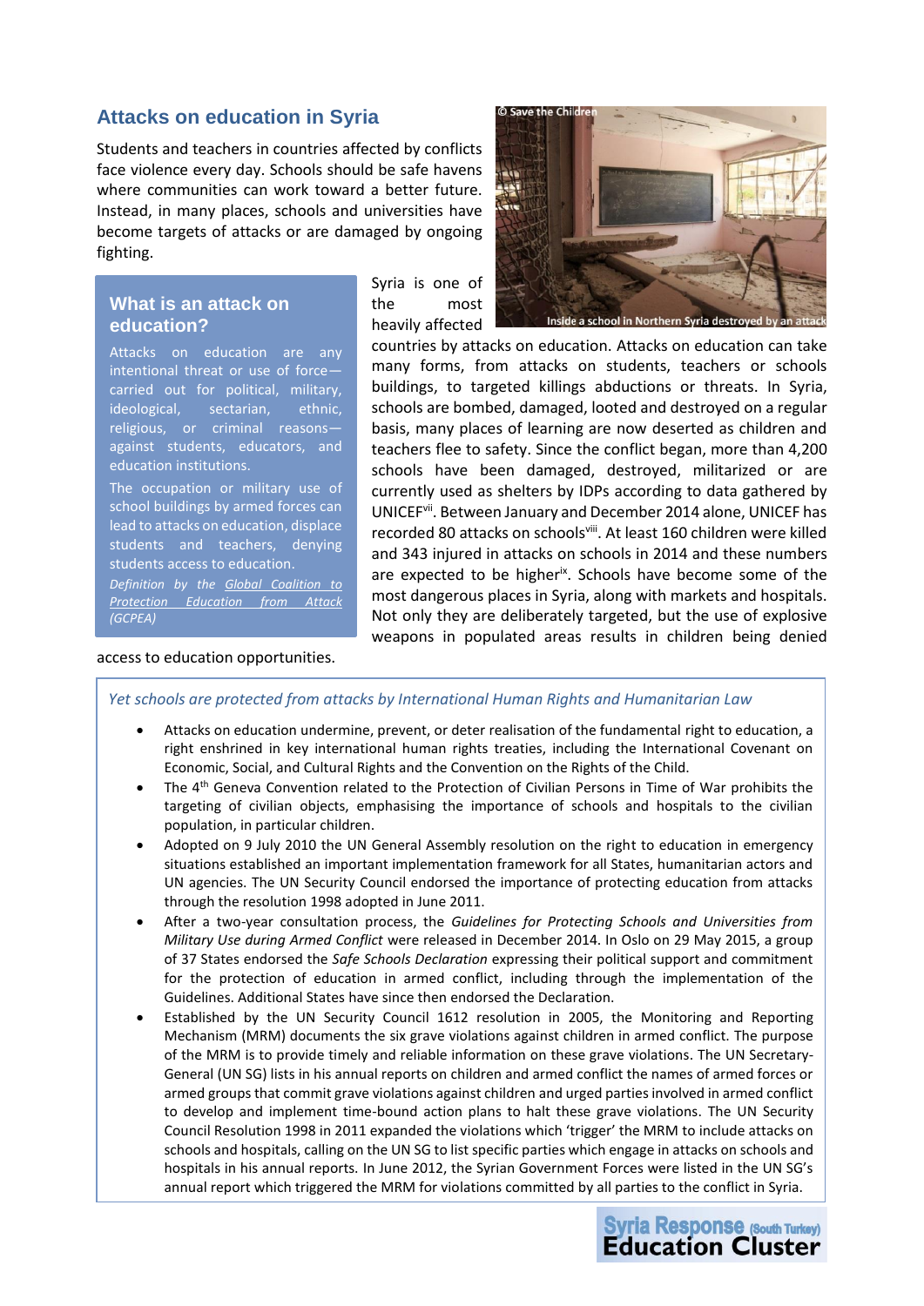## Attacks on education in Syria

Students and teachers in countries affected by conflicts face violence every day. Schools should be safe havens where communities can work toward a better future. Instead, in many places, schools and universities have become targets of attacks or are damaged by ongoing fighting.

### What is an attack on education?

Attacks on education are any intentional threat or use of force—carried out for political, military, ideological, sectarian, ethnic, religious, or criminal reasons—against students, educators, and education institutions.

The occupation or military use of school buildings by armed forces can lead to attacks on education, displace students and teachers, denying students access to education.

*Definition by the Global Coalition to Protection Education from Attack (GCPEA)*

© Save the Children

Inside a school in Northern Syria destroyed by an attack

Syria is one of the most heavily affected countries by attacks on education. Attacks on education can take many forms, from attacks on students, teachers or schools buildings, to targeted killings abductions or threats. In Syria, schools are bombed, damaged, looted and destroyed on a regular basis, many places of learning are now deserted as children and teachers flee to safety. Since the conflict began, more than 4,200 schools have been damaged, destroyed, militarized or are currently used as shelters by IDPs according to data gathered by UNICEF[vii]. Between January and December 2014 alone, UNICEF has recorded 80 attacks on schools[viii]. At least 160 children were killed and 343 injured in attacks on schools in 2014 and these numbers are expected to be higher[ix]. Schools have become some of the most dangerous places in Syria, along with markets and hospitals. Not only they are deliberately targeted, but the use of explosive weapons in populated areas results in children being denied access to education opportunities.

*Yet schools are protected from attacks by International Human Rights and Humanitarian Law*

- Attacks on education undermine, prevent, or deter realisation of the fundamental right to education, a right enshrined in key international human rights treaties, including the International Covenant on Economic, Social, and Cultural Rights and the Convention on the Rights of the Child.
- The 4th Geneva Convention related to the Protection of Civilian Persons in Time of War prohibits the targeting of civilian objects, emphasising the importance of schools and hospitals to the civilian population, in particular children.
- Adopted on 9 July 2010 the UN General Assembly resolution on the right to education in emergency situations established an important implementation framework for all States, humanitarian actors and UN agencies. The UN Security Council endorsed the importance of protecting education from attacks through the resolution 1998 adopted in June 2011.
- After a two-year consultation process, the *Guidelines for Protecting Schools and Universities from Military Use during Armed Conflict* were released in December 2014. In Oslo on 29 May 2015, a group of 37 States endorsed the *Safe Schools Declaration* expressing their political support and commitment for the protection of education in armed conflict, including through the implementation of the Guidelines. Additional States have since then endorsed the Declaration.
- Established by the UN Security Council 1612 resolution in 2005, the Monitoring and Reporting Mechanism (MRM) documents the six grave violations against children in armed conflict. The purpose of the MRM is to provide timely and reliable information on these grave violations. The UN Secretary-General (UN SG) lists in his annual reports on children and armed conflict the names of armed forces or armed groups that commit grave violations against children and urged parties involved in armed conflict to develop and implement time-bound action plans to halt these grave violations. The UN Security Council Resolution 1998 in 2011 expanded the violations which 'trigger' the MRM to include attacks on schools and hospitals, calling on the UN SG to list specific parties which engage in attacks on schools and hospitals in his annual reports. In June 2012, the Syrian Government Forces were listed in the UN SG's annual report which triggered the MRM for violations committed by all parties to the conflict in Syria.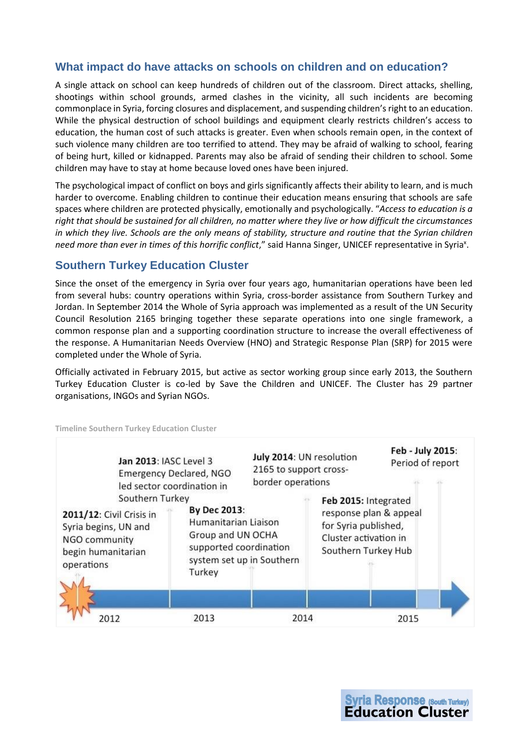## What impact do have attacks on schools on children and on education?

A single attack on school can keep hundreds of children out of the classroom. Direct attacks, shelling, shootings within school grounds, armed clashes in the vicinity, all such incidents are becoming commonplace in Syria, forcing closures and displacement, and suspending children's right to an education. While the physical destruction of school buildings and equipment clearly restricts children's access to education, the human cost of such attacks is greater. Even when schools remain open, in the context of such violence many children are too terrified to attend. They may be afraid of walking to school, fearing of being hurt, killed or kidnapped. Parents may also be afraid of sending their children to school. Some children may have to stay at home because loved ones have been injured.

The psychological impact of conflict on boys and girls significantly affects their ability to learn, and is much harder to overcome. Enabling children to continue their education means ensuring that schools are safe spaces where children are protected physically, emotionally and psychologically. "*Access to education is a right that should be sustained for all children, no matter where they live or how difficult the circumstances in which they live. Schools are the only means of stability, structure and routine that the Syrian children need more than ever in times of this horrific conflict*," said Hanna Singer, UNICEF representative in Syria[x].

## Southern Turkey Education Cluster

Since the onset of the emergency in Syria over four years ago, humanitarian operations have been led from several hubs: country operations within Syria, cross-border assistance from Southern Turkey and Jordan. In September 2014 the Whole of Syria approach was implemented as a result of the UN Security Council Resolution 2165 bringing together these separate operations into one single framework, a common response plan and a supporting coordination structure to increase the overall effectiveness of the response. A Humanitarian Needs Overview (HNO) and Strategic Response Plan (SRP) for 2015 were completed under the Whole of Syria.

Officially activated in February 2015, but active as sector working group since early 2013, the Southern Turkey Education Cluster is co-led by Save the Children and UNICEF. The Cluster has 29 partner organisations, INGOs and Syrian NGOs.

Timeline Southern Turkey Education Cluster

- **2011/12**: Civil Crisis in Syria begins, UN and NGO community begin humanitarian operations
- **Jan 2013**: IASC Level 3 Emergency Declared, NGO led sector coordination in Southern Turkey
- **By Dec 2013**: Humanitarian Liaison Group and UN OCHA supported coordination system set up in Southern Turkey
- **July 2014**: UN resolution 2165 to support cross-border operations
- **Feb 2015:** Integrated response plan & appeal for Syria published, Cluster activation in Southern Turkey Hub
- **Feb - July 2015**: Period of report

2012 — 2013 — 2014 — 2015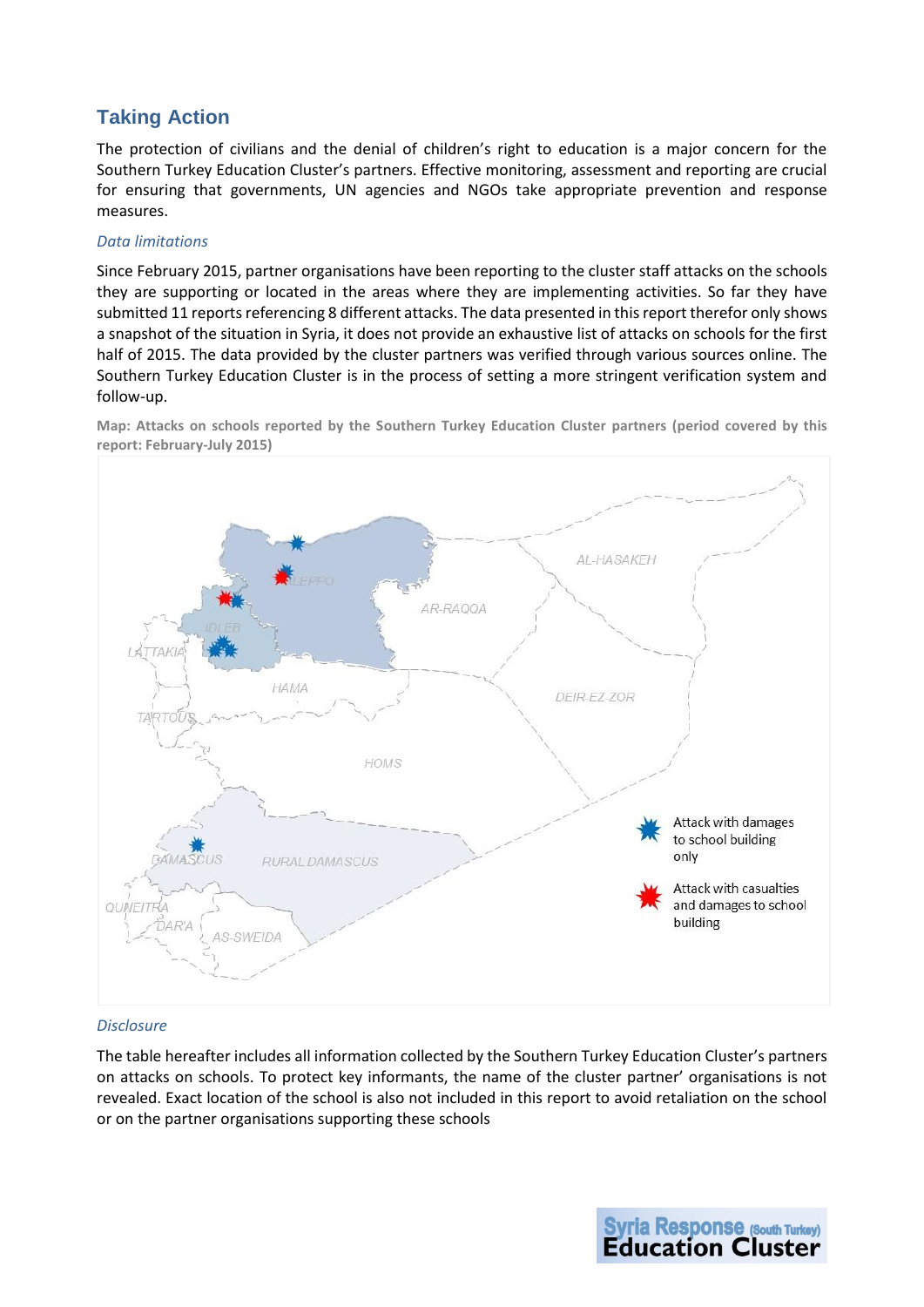## Taking Action

The protection of civilians and the denial of children's right to education is a major concern for the Southern Turkey Education Cluster's partners. Effective monitoring, assessment and reporting are crucial for ensuring that governments, UN agencies and NGOs take appropriate prevention and response measures.

### *Data limitations*

Since February 2015, partner organisations have been reporting to the cluster staff attacks on the schools they are supporting or located in the areas where they are implementing activities. So far they have submitted 11 reports referencing 8 different attacks. The data presented in this report therefor only shows a snapshot of the situation in Syria, it does not provide an exhaustive list of attacks on schools for the first half of 2015. The data provided by the cluster partners was verified through various sources online. The Southern Turkey Education Cluster is in the process of setting a more stringent verification system and follow-up.

**Map: Attacks on schools reported by the Southern Turkey Education Cluster partners (period covered by this report: February-July 2015)**

### *Disclosure*

The table hereafter includes all information collected by the Southern Turkey Education Cluster's partners on attacks on schools. To protect key informants, the name of the cluster partner' organisations is not revealed. Exact location of the school is also not included in this report to avoid retaliation on the school or on the partner organisations supporting these schools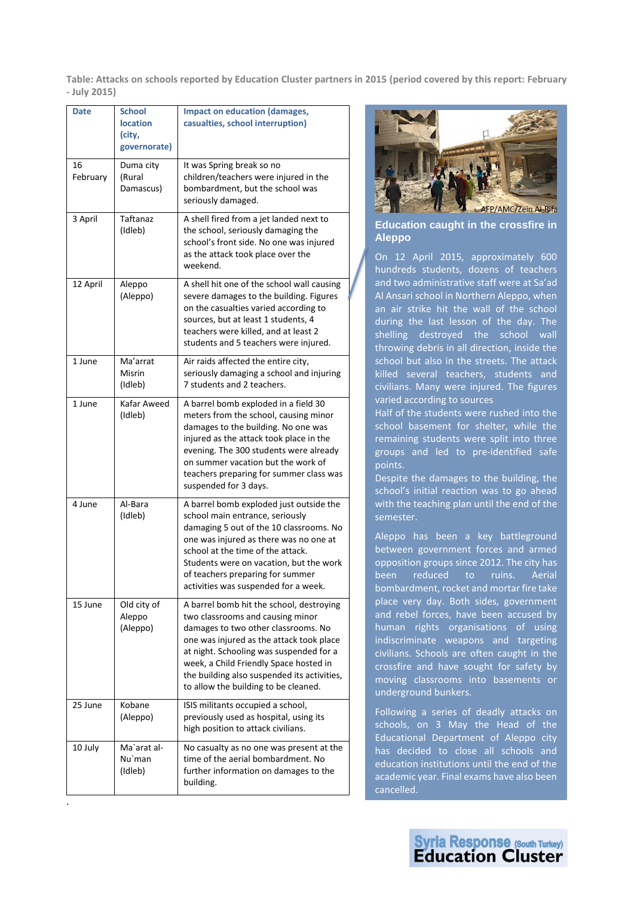**Table: Attacks on schools reported by Education Cluster partners in 2015 (period covered by this report: February - July 2015)**

| Date | School location (city, governorate) | Impact on education (damages, casualties, school interruption) |
|---|---|---|
| 16 February | Duma city (Rural Damascus) | It was Spring break so no children/teachers were injured in the bombardment, but the school was seriously damaged. |
| 3 April | Taftanaz (Idleb) | A shell fired from a jet landed next to the school, seriously damaging the school's front side. No one was injured as the attack took place over the weekend. |
| 12 April | Aleppo (Aleppo) | A shell hit one of the school wall causing severe damages to the building. Figures on the casualties varied according to sources, but at least 1 students, 4 teachers were killed, and at least 2 students and 5 teachers were injured. |
| 1 June | Ma'arrat Misrin (Idleb) | Air raids affected the entire city, seriously damaging a school and injuring 7 students and 2 teachers. |
| 1 June | Kafar Aweed (Idleb) | A barrel bomb exploded in a field 30 meters from the school, causing minor damages to the building. No one was injured as the attack took place in the evening. The 300 students were already on summer vacation but the work of teachers preparing for summer class was suspended for 3 days. |
| 4 June | Al-Bara (Idleb) | A barrel bomb exploded just outside the school main entrance, seriously damaging 5 out of the 10 classrooms. No one was injured as there was no one at school at the time of the attack. Students were on vacation, but the work of teachers preparing for summer activities was suspended for a week. |
| 15 June | Old city of Aleppo (Aleppo) | A barrel bomb hit the school, destroying two classrooms and causing minor damages to two other classrooms. No one was injured as the attack took place at night. Schooling was suspended for a week, a Child Friendly Space hosted in the building also suspended its activities, to allow the building to be cleaned. |
| 25 June | Kobane (Aleppo) | ISIS militants occupied a school, previously used as hospital, using its high position to attack civilians. |
| 10 July | Ma`arat al-Nu`man (Idleb) | No casualty as no one was present at the time of the aerial bombardment. No further information on damages to the building. |

AFP/AMC/Zein Al-Rifa

## Education caught in the crossfire in Aleppo

On 12 April 2015, approximately 600 hundreds students, dozens of teachers and two administrative staff were at Sa'ad Al Ansari school in Northern Aleppo, when an air strike hit the wall of the school during the last lesson of the day. The shelling destroyed the school wall throwing debris in all direction, inside the school but also in the streets. The attack killed several teachers, students and civilians. Many were injured. The figures varied according to sources

Half of the students were rushed into the school basement for shelter, while the remaining students were split into three groups and led to pre-identified safe points.

Despite the damages to the building, the school's initial reaction was to go ahead with the teaching plan until the end of the semester.

Aleppo has been a key battleground between government forces and armed opposition groups since 2012. The city has been reduced to ruins. Aerial bombardment, rocket and mortar fire take place very day. Both sides, government and rebel forces, have been accused by human rights organisations of using indiscriminate weapons and targeting civilians. Schools are often caught in the crossfire and have sought for safety by moving classrooms into basements or underground bunkers.

Following a series of deadly attacks on schools, on 3 May the Head of the Educational Department of Aleppo city has decided to close all schools and education institutions until the end of the academic year. Final exams have also been cancelled.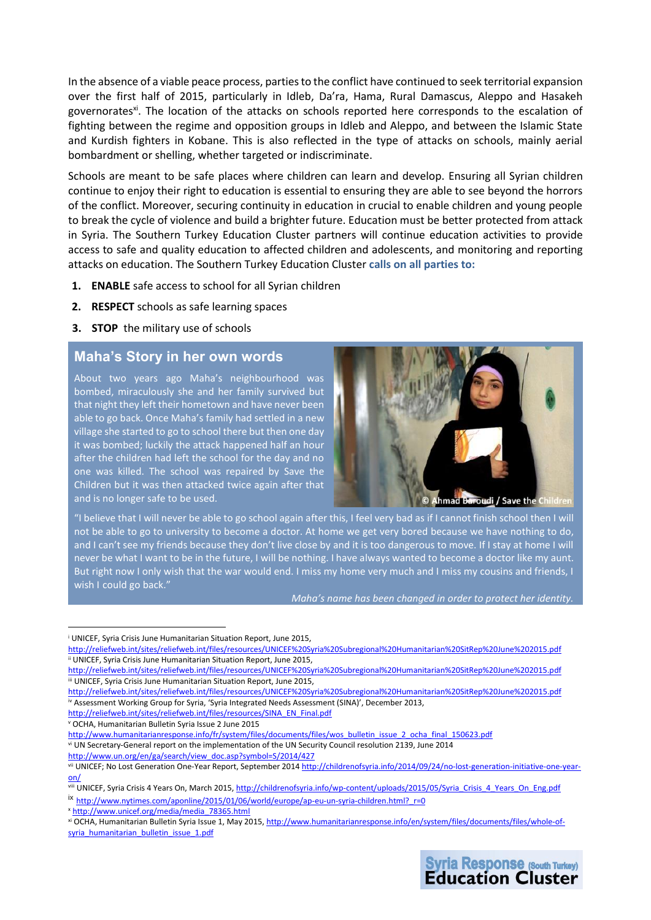In the absence of a viable peace process, parties to the conflict have continued to seek territorial expansion over the first half of 2015, particularly in Idleb, Da'ra, Hama, Rural Damascus, Aleppo and Hasakeh governorates[xi]. The location of the attacks on schools reported here corresponds to the escalation of fighting between the regime and opposition groups in Idleb and Aleppo, and between the Islamic State and Kurdish fighters in Kobane. This is also reflected in the type of attacks on schools, mainly aerial bombardment or shelling, whether targeted or indiscriminate.

Schools are meant to be safe places where children can learn and develop. Ensuring all Syrian children continue to enjoy their right to education is essential to ensuring they are able to see beyond the horrors of the conflict. Moreover, securing continuity in education in crucial to enable children and young people to break the cycle of violence and build a brighter future. Education must be better protected from attack in Syria. The Southern Turkey Education Cluster partners will continue education activities to provide access to safe and quality education to affected children and adolescents, and monitoring and reporting attacks on education. The Southern Turkey Education Cluster **calls on all parties to:**

1. **ENABLE** safe access to school for all Syrian children
2. **RESPECT** schools as safe learning spaces
3. **STOP** the military use of schools

## Maha's Story in her own words

About two years ago Maha's neighbourhood was bombed, miraculously she and her family survived but that night they left their hometown and have never been able to go back. Once Maha's family had settled in a new village she started to go to school there but then one day it was bombed; luckily the attack happened half an hour after the children had left the school for the day and no one was killed. The school was repaired by Save the Children but it was then attacked twice again after that and is no longer safe to be used.

© Ahmad Baroudi / Save the Children

"I believe that I will never be able to go school again after this, I feel very bad as if I cannot finish school then I will not be able to go to university to become a doctor. At home we get very bored because we have nothing to do, and I can't see my friends because they don't live close by and it is too dangerous to move. If I stay at home I will never be what I want to be in the future, I will be nothing. I have always wanted to become a doctor like my aunt. But right now I only wish that the war would end. I miss my home very much and I miss my cousins and friends, I wish I could go back."

*Maha's name has been changed in order to protect her identity.*

---

[i] UNICEF, Syria Crisis June Humanitarian Situation Report, June 2015, http://reliefweb.int/sites/reliefweb.int/files/resources/UNICEF%20Syria%20Subregional%20Humanitarian%20SitRep%20June%202015.pdf

[ii] UNICEF, Syria Crisis June Humanitarian Situation Report, June 2015, http://reliefweb.int/sites/reliefweb.int/files/resources/UNICEF%20Syria%20Subregional%20Humanitarian%20SitRep%20June%202015.pdf

[iii] UNICEF, Syria Crisis June Humanitarian Situation Report, June 2015, http://reliefweb.int/sites/reliefweb.int/files/resources/UNICEF%20Syria%20Subregional%20Humanitarian%20SitRep%20June%202015.pdf

[iv] Assessment Working Group for Syria, 'Syria Integrated Needs Assessment (SINA)', December 2013, http://reliefweb.int/sites/reliefweb.int/files/resources/SINA_EN_Final.pdf

[v] OCHA, Humanitarian Bulletin Syria Issue 2 June 2015 http://www.humanitarianresponse.info/fr/system/files/documents/files/wos_bulletin_issue_2_ocha_final_150623.pdf

[vi] UN Secretary-General report on the implementation of the UN Security Council resolution 2139, June 2014 http://www.un.org/en/ga/search/view_doc.asp?symbol=S/2014/427

[vii] UNICEF; No Lost Generation One-Year Report, September 2014 http://childrenofsyria.info/2014/09/24/no-lost-generation-initiative-one-year-on/

[viii] UNICEF, Syria Crisis 4 Years On, March 2015, http://childrenofsyria.info/wp-content/uploads/2015/05/Syria_Crisis_4_Years_On_Eng.pdf

[ix] http://www.nytimes.com/aponline/2015/01/06/world/europe/ap-eu-un-syria-children.html?_r=0

[x] http://www.unicef.org/media/media_78365.html

[xi] OCHA, Humanitarian Bulletin Syria Issue 1, May 2015, http://www.humanitarianresponse.info/en/system/files/documents/files/whole-of-syria_humanitarian_bulletin_issue_1.pdf

Syria Response (South Turkey) Education Cluster